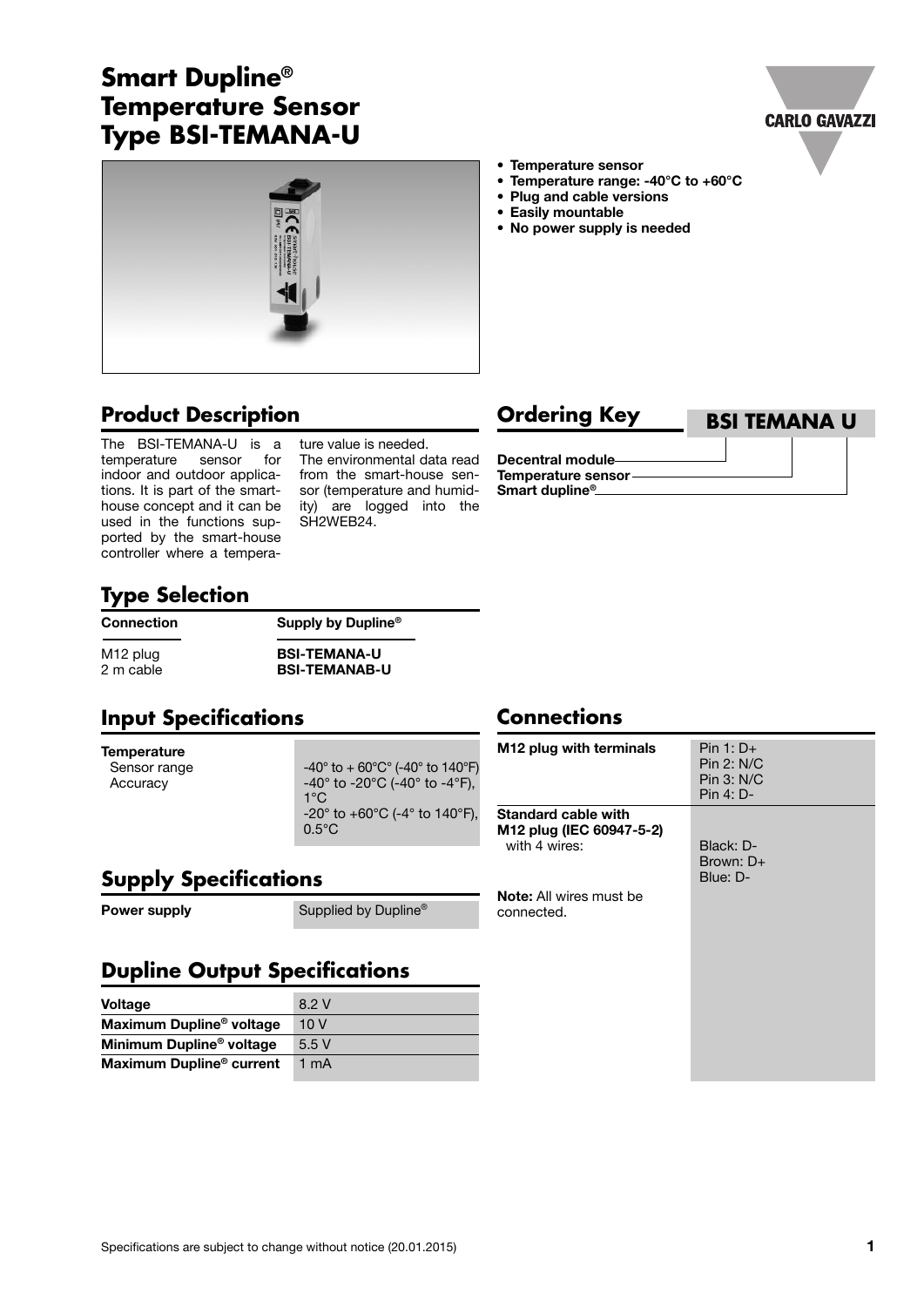# Smart Dupline® Temperature Sensor Type BSI-TEMANA-U

CARLO GAVAZZI

- **Temperature sensor**
- **Temperature range: -40°C to +60°C**
- **Plug and cable versions**
- **Easily mountable**
- **No power supply is needed**

## Product Description

The BSI-TEMANA-U is a temperature sensor for indoor and outdoor applications. It is part of the smart-house concept and it can be used in the functions supported by the smart-house controller where a temperature value is needed.

The environmental data read from the smart-house sensor (temperature and humidity) are logged into the SH2WEB24.

## Ordering Key

**BSI TEMANA U**

- **Decentral module** → BSI
- **Temperature sensor** → TEMANA
- **Smart dupline®** → U

## Type Selection

| Connection | Supply by Dupline® |
|---|---|
| M12 plug | **BSI-TEMANA-U** |
| 2 m cable | **BSI-TEMANAB-U** |

## Input Specifications

| | |
|---|---|
| **Temperature** | |
| Sensor range | -40° to + 60°C° (-40° to 140°F) |
| Accuracy | -40° to -20°C (-40° to -4°F), 1°C<br>-20° to +60°C (-4° to 140°F), 0.5°C |

## Supply Specifications

| | |
|---|---|
| **Power supply** | Supplied by Dupline® |

## Dupline Output Specifications

| | |
|---|---|
| **Voltage** | 8.2 V |
| **Maximum Dupline® voltage** | 10 V |
| **Minimum Dupline® voltage** | 5.5 V |
| **Maximum Dupline® current** | 1 mA |

## Connections

| | |
|---|---|
| **M12 plug with terminals** | Pin 1: D+<br>Pin 2: N/C<br>Pin 3: N/C<br>Pin 4: D- |
| **Standard cable with M12 plug (IEC 60947-5-2)** with 4 wires: | Black: D-<br>Brown: D+<br>Blue: D- |
| **Note:** All wires must be connected. | |

Specifications are subject to change without notice (20.01.2015)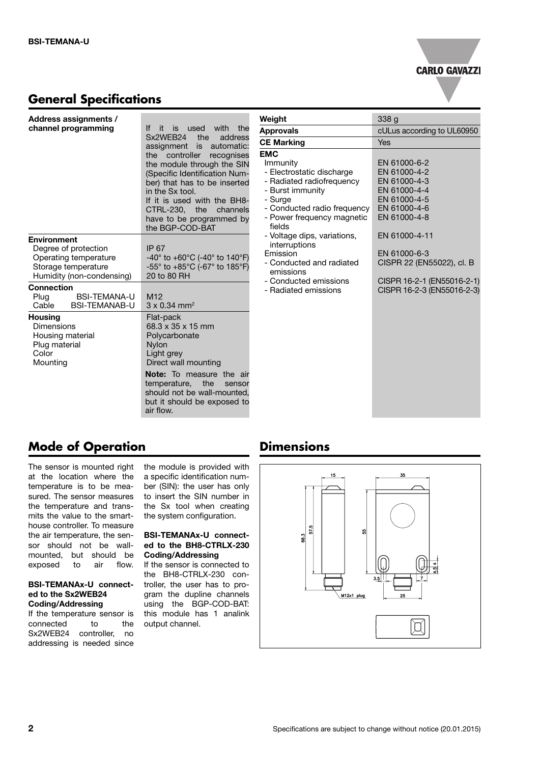## General Specifications

| | |
|---|---|
| **Address assignments / channel programming** | If it is used with the Sx2WEB24 the address assignment is automatic: the controller recognises the module through the SIN (Specific Identification Number) that has to be inserted in the Sx tool. If it is used with the BH8-CTRL-230, the channels have to be programmed by the BGP-COD-BAT |
| **Environment** | |
| Degree of protection | IP 67 |
| Operating temperature | -40° to +60°C (-40° to 140°F) |
| Storage temperature | -55° to +85°C (-67° to 185°F) |
| Humidity (non-condensing) | 20 to 80 RH |
| **Connection** | |
| Plug BSI-TEMANA-U | M12 |
| Cable BSI-TEMANAB-U | 3 x 0.34 mm² |
| **Housing** | Flat-pack |
| Dimensions | 68.3 x 35 x 15 mm |
| Housing material | Polycarbonate |
| Plug material | Nylon |
| Color | Light grey |
| Mounting | Direct wall mounting |
| | **Note:** To measure the air temperature, the sensor should not be wall-mounted, but it should be exposed to air flow. |

| | |
|---|---|
| **Weight** | 338 g |
| **Approvals** | cULus according to UL60950 |
| **CE Marking** | Yes |
| **EMC** | |
| Immunity | EN 61000-6-2 |
| - Electrostatic discharge | EN 61000-4-2 |
| - Radiated radiofrequency | EN 61000-4-3 |
| - Burst immunity | EN 61000-4-4 |
| - Surge | EN 61000-4-5 |
| - Conducted radio frequency | EN 61000-4-6 |
| - Power frequency magnetic fields | EN 61000-4-8 |
| - Voltage dips, variations, interruptions | EN 61000-4-11 |
| Emission | EN 61000-6-3 |
| - Conducted and radiated emissions | CISPR 22 (EN55022), cl. B |
| - Conducted emissions | CISPR 16-2-1 (EN55016-2-1) |
| - Radiated emissions | CISPR 16-2-3 (EN55016-2-3) |

## Mode of Operation

The sensor is mounted right at the location where the temperature is to be measured. The sensor measures the temperature and transmits the value to the smart-house controller. To measure the air temperature, the sensor should not be wall-mounted, but should be exposed to air flow.

**BSI-TEMANAx-U connected to the Sx2WEB24 Coding/Addressing**

If the temperature sensor is connected to the Sx2WEB24 controller, no addressing is needed since the module is provided with a specific identification number (SIN): the user has only to insert the SIN number in the Sx tool when creating the system configuration.

**BSI-TEMANAx-U connected to the BH8-CTRLX-230 Coding/Addressing**

If the sensor is connected to the BH8-CTRLX-230 controller, the user has to program the dupline channels using the BGP-COD-BAT: this module has 1 analink output channel.

## Dimensions

15
35
68.3
57.5
55
4.5
4
3.5
7
M12x1 plug
25